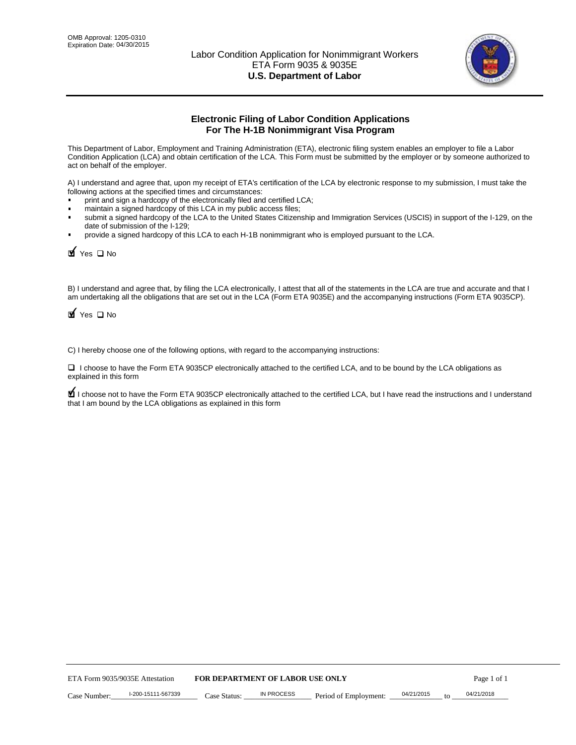OMB Approval: 1205-0310
Expiration Date: 04/30/2015

Labor Condition Application for Nonimmigrant Workers
ETA Form 9035 & 9035E
**U.S. Department of Labor**

## Electronic Filing of Labor Condition Applications For The H-1B Nonimmigrant Visa Program

This Department of Labor, Employment and Training Administration (ETA), electronic filing system enables an employer to file a Labor Condition Application (LCA) and obtain certification of the LCA. This Form must be submitted by the employer or by someone authorized to act on behalf of the employer.

A) I understand and agree that, upon my receipt of ETA's certification of the LCA by electronic response to my submission, I must take the following actions at the specified times and circumstances:

- print and sign a hardcopy of the electronically filed and certified LCA;
- maintain a signed hardcopy of this LCA in my public access files;
- submit a signed hardcopy of the LCA to the United States Citizenship and Immigration Services (USCIS) in support of the I-129, on the date of submission of the I-129;
- provide a signed hardcopy of this LCA to each H-1B nonimmigrant who is employed pursuant to the LCA.

☑ Yes ☐ No

B) I understand and agree that, by filing the LCA electronically, I attest that all of the statements in the LCA are true and accurate and that I am undertaking all the obligations that are set out in the LCA (Form ETA 9035E) and the accompanying instructions (Form ETA 9035CP).

☑ Yes ☐ No

C) I hereby choose one of the following options, with regard to the accompanying instructions:

☐ I choose to have the Form ETA 9035CP electronically attached to the certified LCA, and to be bound by the LCA obligations as explained in this form

☑ I choose not to have the Form ETA 9035CP electronically attached to the certified LCA, but I have read the instructions and I understand that I am bound by the LCA obligations as explained in this form

ETA Form 9035/9035E Attestation **FOR DEPARTMENT OF LABOR USE ONLY**

Case Number: I-200-15111-567339 Case Status: IN PROCESS Period of Employment: 04/21/2015 to 04/21/2018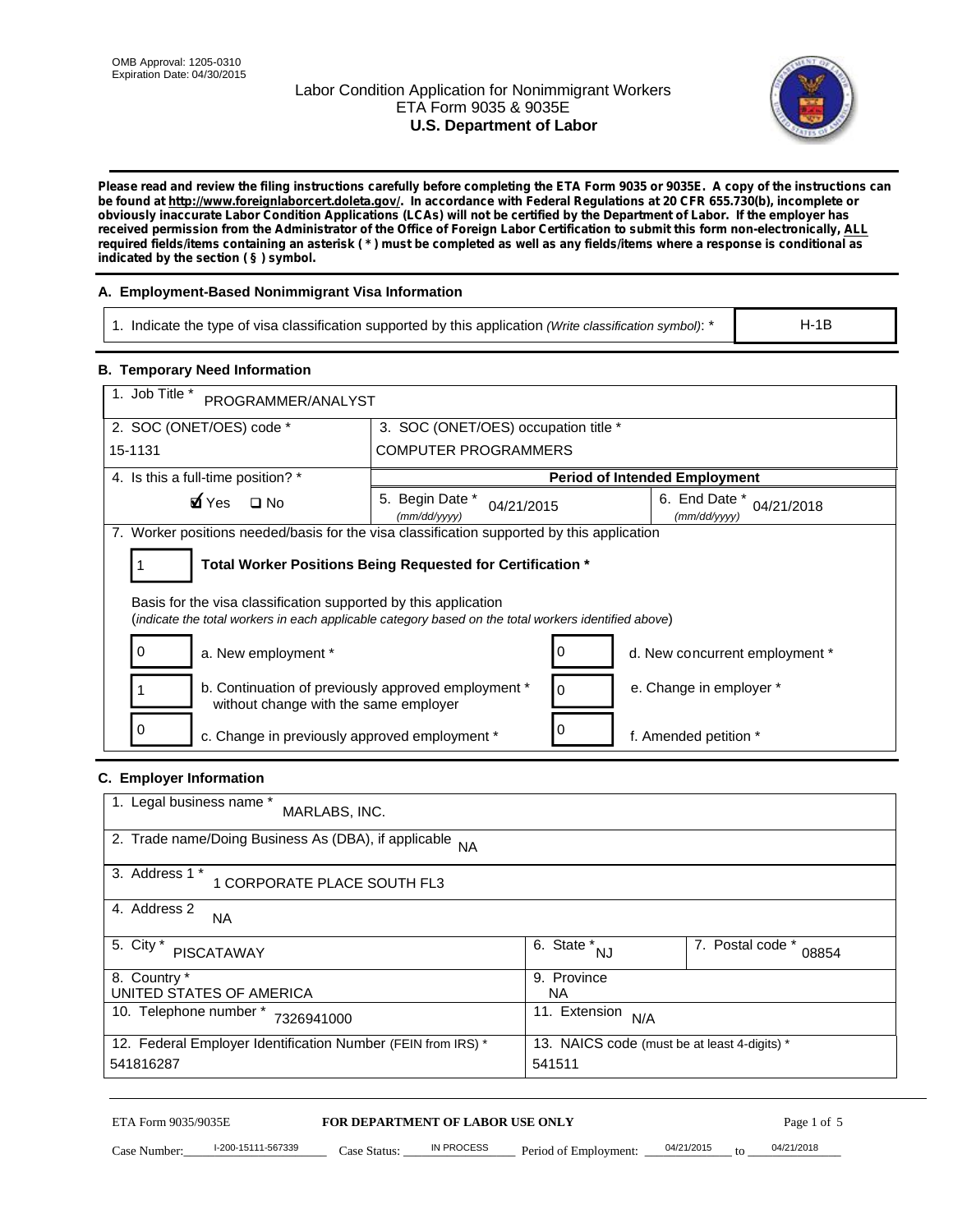OMB Approval: 1205-0310
Expiration Date: 04/30/2015

# Labor Condition Application for Nonimmigrant Workers
## ETA Form 9035 & 9035E
## U.S. Department of Labor

**Please read and review the filing instructions carefully before completing the ETA Form 9035 or 9035E. A copy of the instructions can be found at http://www.foreignlaborcert.doleta.gov/. In accordance with Federal Regulations at 20 CFR 655.730(b), incomplete or obviously inaccurate Labor Condition Applications (LCAs) will not be certified by the Department of Labor. If the employer has received permission from the Administrator of the Office of Foreign Labor Certification to submit this form non-electronically, ALL required fields/items containing an asterisk ( * ) must be completed as well as any fields/items where a response is conditional as indicated by the section ( § ) symbol.**

### A. Employment-Based Nonimmigrant Visa Information

| 1. Indicate the type of visa classification supported by this application *(Write classification symbol)*: * | H-1B |
|---|---|

### B. Temporary Need Information

| 1. Job Title * PROGRAMMER/ANALYST | | |
|---|---|---|
| 2. SOC (ONET/OES) code * 15-1131 | 3. SOC (ONET/OES) occupation title * COMPUTER PROGRAMMERS | |
| 4. Is this a full-time position? * | **Period of Intended Employment** | |
| ☑ Yes ☐ No | 5. Begin Date * *(mm/dd/yyyy)* 04/21/2015 | 6. End Date * *(mm/dd/yyyy)* 04/21/2018 |

7. Worker positions needed/basis for the visa classification supported by this application

1 — **Total Worker Positions Being Requested for Certification ***

Basis for the visa classification supported by this application
(*indicate the total workers in each applicable category based on the total workers identified above*)

| | | | |
|---|---|---|---|
| 0 | a. New employment * | 0 | d. New concurrent employment * |
| 1 | b. Continuation of previously approved employment * without change with the same employer | 0 | e. Change in employer * |
| 0 | c. Change in previously approved employment * | 0 | f. Amended petition * |

### C. Employer Information

| 1. Legal business name * MARLABS, INC. | | |
|---|---|---|
| 2. Trade name/Doing Business As (DBA), if applicable NA | | |
| 3. Address 1 * 1 CORPORATE PLACE SOUTH FL3 | | |
| 4. Address 2 NA | | |
| 5. City * PISCATAWAY | 6. State * NJ | 7. Postal code * 08854 |
| 8. Country * UNITED STATES OF AMERICA | 9. Province NA | |
| 10. Telephone number * 7326941000 | 11. Extension N/A | |
| 12. Federal Employer Identification Number (FEIN from IRS) * 541816287 | 13. NAICS code (must be at least 4-digits) * 541511 | |

ETA Form 9035/9035E — **FOR DEPARTMENT OF LABOR USE ONLY**

Case Number: I-200-15111-567339 Case Status: IN PROCESS Period of Employment: 04/21/2015 to 04/21/2018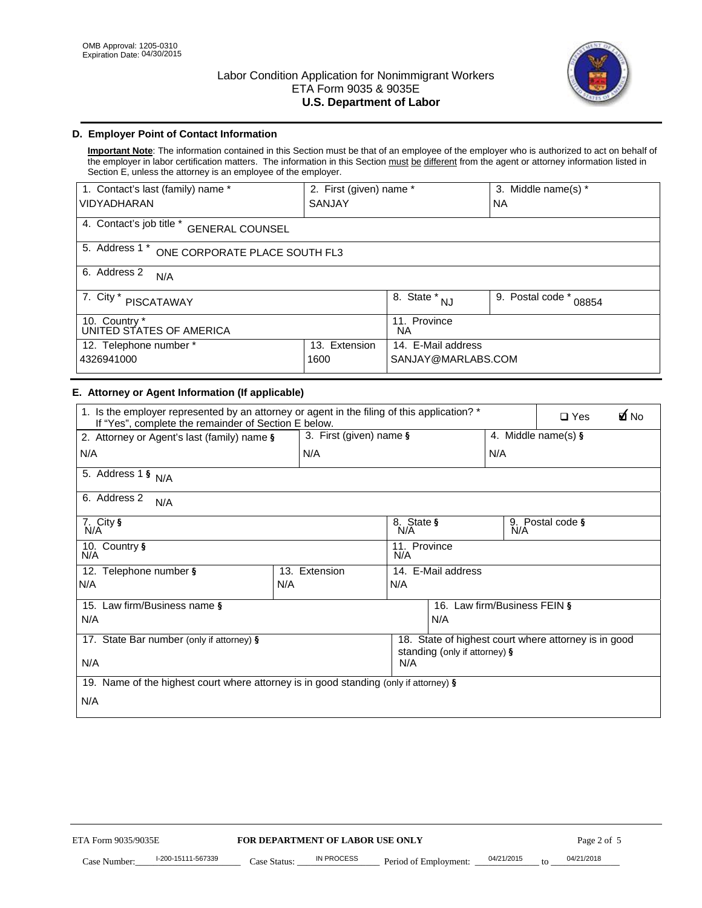OMB Approval: 1205-0310
Expiration Date: 04/30/2015

# Labor Condition Application for Nonimmigrant Workers
## ETA Form 9035 & 9035E
## U.S. Department of Labor

### D. Employer Point of Contact Information

**Important Note**: The information contained in this Section must be that of an employee of the employer who is authorized to act on behalf of the employer in labor certification matters. The information in this Section must be different from the agent or attorney information listed in Section E, unless the attorney is an employee of the employer.

| 1. Contact's last (family) name * | 2. First (given) name * | 3. Middle name(s) * |
|---|---|---|
| VIDYADHARAN | SANJAY | NA |

| 4. Contact's job title * GENERAL COUNSEL |
|---|
| 5. Address 1 * ONE CORPORATE PLACE SOUTH FL3 |
| 6. Address 2 N/A |

| 7. City * | 8. State * | 9. Postal code * |
|---|---|---|
| PISCATAWAY | NJ | 08854 |

| 10. Country * | 11. Province |
|---|---|
| UNITED STATES OF AMERICA | NA |

| 12. Telephone number * | 13. Extension | 14. E-Mail address |
|---|---|---|
| 4326941000 | 1600 | SANJAY@MARLABS.COM |

### E. Attorney or Agent Information (If applicable)

1. Is the employer represented by an attorney or agent in the filing of this application? * If "Yes", complete the remainder of Section E below. ☐ Yes ☑ No

| 2. Attorney or Agent's last (family) name § | 3. First (given) name § | 4. Middle name(s) § |
|---|---|---|
| N/A | N/A | N/A |

| 5. Address 1 § N/A |
|---|
| 6. Address 2 N/A |

| 7. City § | 8. State § | 9. Postal code § |
|---|---|---|
| N/A | N/A | N/A |

| 10. Country § | 11. Province |
|---|---|
| N/A | N/A |

| 12. Telephone number § | 13. Extension | 14. E-Mail address |
|---|---|---|
| N/A | N/A | N/A |

| 15. Law firm/Business name § | 16. Law firm/Business FEIN § |
|---|---|
| N/A | N/A |

| 17. State Bar number (only if attorney) § | 18. State of highest court where attorney is in good standing (only if attorney) § |
|---|---|
| N/A | N/A |

| 19. Name of the highest court where attorney is in good standing (only if attorney) § |
|---|
| N/A |

ETA Form 9035/9035E **FOR DEPARTMENT OF LABOR USE ONLY**

Case Number: I-200-15111-567339 Case Status: IN PROCESS Period of Employment: 04/21/2015 to 04/21/2018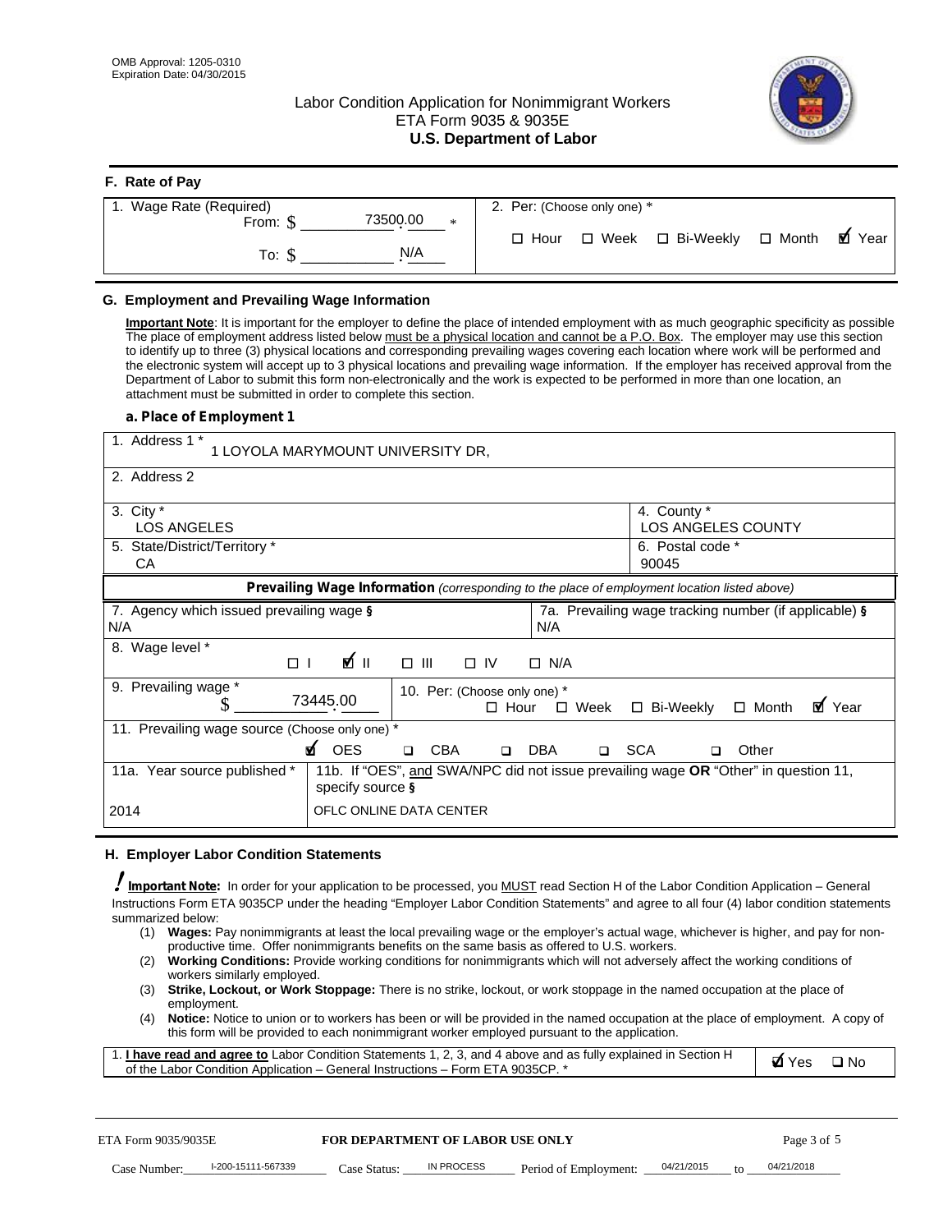OMB Approval: 1205-0310
Expiration Date: 04/30/2015

# Labor Condition Application for Nonimmigrant Workers
## ETA Form 9035 & 9035E
## U.S. Department of Labor

### F. Rate of Pay

| 1. Wage Rate (Required) | 2. Per: (Choose only one) * |
|---|---|
| From: $ 73500.00 * | ☐ Hour ☐ Week ☐ Bi-Weekly ☐ Month ☑ Year |
| To: $ N/A | |

### G. Employment and Prevailing Wage Information

**Important Note**: It is important for the employer to define the place of intended employment with as much geographic specificity as possible The place of employment address listed below must be a physical location and cannot be a P.O. Box. The employer may use this section to identify up to three (3) physical locations and corresponding prevailing wages covering each location where work will be performed and the electronic system will accept up to 3 physical locations and prevailing wage information. If the employer has received approval from the Department of Labor to submit this form non-electronically and the work is expected to be performed in more than one location, an attachment must be submitted in order to complete this section.

**a. Place of Employment 1**

| 1. Address 1 * 1 LOYOLA MARYMOUNT UNIVERSITY DR, | |
|---|---|
| 2. Address 2 | |
| 3. City * LOS ANGELES | 4. County * LOS ANGELES COUNTY |
| 5. State/District/Territory * CA | 6. Postal code * 90045 |

**Prevailing Wage Information** *(corresponding to the place of employment location listed above)*

| 7. Agency which issued prevailing wage § N/A | 7a. Prevailing wage tracking number (if applicable) § N/A |
|---|---|
| 8. Wage level * ☐ I ☑ II ☐ III ☐ IV ☐ N/A | |
| 9. Prevailing wage * $ 73445.00 | 10. Per: (Choose only one) * ☐ Hour ☐ Week ☐ Bi-Weekly ☐ Month ☑ Year |
| 11. Prevailing wage source (Choose only one) * ☑ OES ☐ CBA ☐ DBA ☐ SCA ☐ Other | |
| 11a. Year source published * 2014 | 11b. If "OES", and SWA/NPC did not issue prevailing wage **OR** "Other" in question 11, specify source § OFLC ONLINE DATA CENTER |

### H. Employer Labor Condition Statements

**! Important Note:** In order for your application to be processed, you MUST read Section H of the Labor Condition Application – General Instructions Form ETA 9035CP under the heading "Employer Labor Condition Statements" and agree to all four (4) labor condition statements summarized below:

1. **Wages:** Pay nonimmigrants at least the local prevailing wage or the employer's actual wage, whichever is higher, and pay for non-productive time. Offer nonimmigrants benefits on the same basis as offered to U.S. workers.
2. **Working Conditions:** Provide working conditions for nonimmigrants which will not adversely affect the working conditions of workers similarly employed.
3. **Strike, Lockout, or Work Stoppage:** There is no strike, lockout, or work stoppage in the named occupation at the place of employment.
4. **Notice:** Notice to union or to workers has been or will be provided in the named occupation at the place of employment. A copy of this form will be provided to each nonimmigrant worker employed pursuant to the application.

| 1. **I have read and agree to** Labor Condition Statements 1, 2, 3, and 4 above and as fully explained in Section H of the Labor Condition Application – General Instructions – Form ETA 9035CP. * | ☑ Yes ☐ No |
|---|---|

ETA Form 9035/9035E — **FOR DEPARTMENT OF LABOR USE ONLY**

Case Number: I-200-15111-567339 Case Status: IN PROCESS Period of Employment: 04/21/2015 to 04/21/2018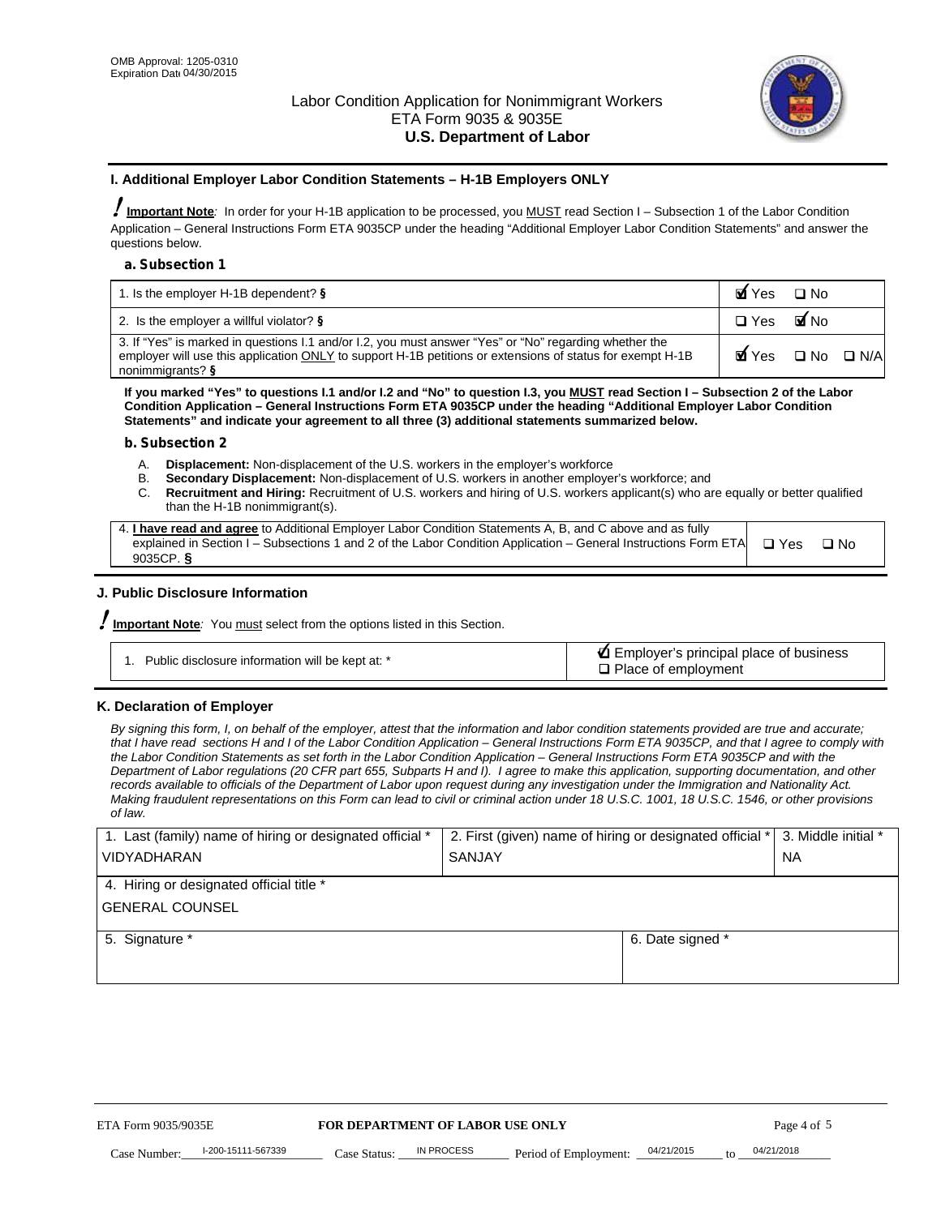OMB Approval: 1205-0310
Expiration Date 04/30/2015

Labor Condition Application for Nonimmigrant Workers
ETA Form 9035 & 9035E
**U.S. Department of Labor**

### I. Additional Employer Labor Condition Statements – H-1B Employers ONLY

**Important Note**: In order for your H-1B application to be processed, you MUST read Section I – Subsection 1 of the Labor Condition Application – General Instructions Form ETA 9035CP under the heading "Additional Employer Labor Condition Statements" and answer the questions below.

#### a. Subsection 1

| | |
|---|---|
| 1. Is the employer H-1B dependent? § | ☑ Yes ☐ No |
| 2. Is the employer a willful violator? § | ☐ Yes ☑ No |
| 3. If "Yes" is marked in questions I.1 and/or I.2, you must answer "Yes" or "No" regarding whether the employer will use this application ONLY to support H-1B petitions or extensions of status for exempt H-1B nonimmigrants? § | ☑ Yes ☐ No ☐ N/A |

**If you marked "Yes" to questions I.1 and/or I.2 and "No" to question I.3, you MUST read Section I – Subsection 2 of the Labor Condition Application – General Instructions Form ETA 9035CP under the heading "Additional Employer Labor Condition Statements" and indicate your agreement to all three (3) additional statements summarized below.**

#### b. Subsection 2

A. **Displacement:** Non-displacement of the U.S. workers in the employer's workforce
B. **Secondary Displacement:** Non-displacement of U.S. workers in another employer's workforce; and
C. **Recruitment and Hiring:** Recruitment of U.S. workers and hiring of U.S. workers applicant(s) who are equally or better qualified than the H-1B nonimmigrant(s).

| | |
|---|---|
| 4. **I have read and agree** to Additional Employer Labor Condition Statements A, B, and C above and as fully explained in Section I – Subsections 1 and 2 of the Labor Condition Application – General Instructions Form ETA 9035CP. § | ☐ Yes ☐ No |

### J. Public Disclosure Information

**Important Note**: You must select from the options listed in this Section.

| | |
|---|---|
| 1. Public disclosure information will be kept at: * | ☑ Employer's principal place of business<br>☐ Place of employment |

### K. Declaration of Employer

*By signing this form, I, on behalf of the employer, attest that the information and labor condition statements provided are true and accurate; that I have read sections H and I of the Labor Condition Application – General Instructions Form ETA 9035CP, and that I agree to comply with the Labor Condition Statements as set forth in the Labor Condition Application – General Instructions Form ETA 9035CP and with the Department of Labor regulations (20 CFR part 655, Subparts H and I). I agree to make this application, supporting documentation, and other records available to officials of the Department of Labor upon request during any investigation under the Immigration and Nationality Act. Making fraudulent representations on this Form can lead to civil or criminal action under 18 U.S.C. 1001, 18 U.S.C. 1546, or other provisions of law.*

| 1. Last (family) name of hiring or designated official * | 2. First (given) name of hiring or designated official * | 3. Middle initial * |
|---|---|---|
| VIDYADHARAN | SANJAY | NA |
| 4. Hiring or designated official title * | | |
| GENERAL COUNSEL | | |
| 5. Signature * | 6. Date signed * | |
| | | |

ETA Form 9035/9035E — **FOR DEPARTMENT OF LABOR USE ONLY**

Case Number: I-200-15111-567339 Case Status: IN PROCESS Period of Employment: 04/21/2015 to 04/21/2018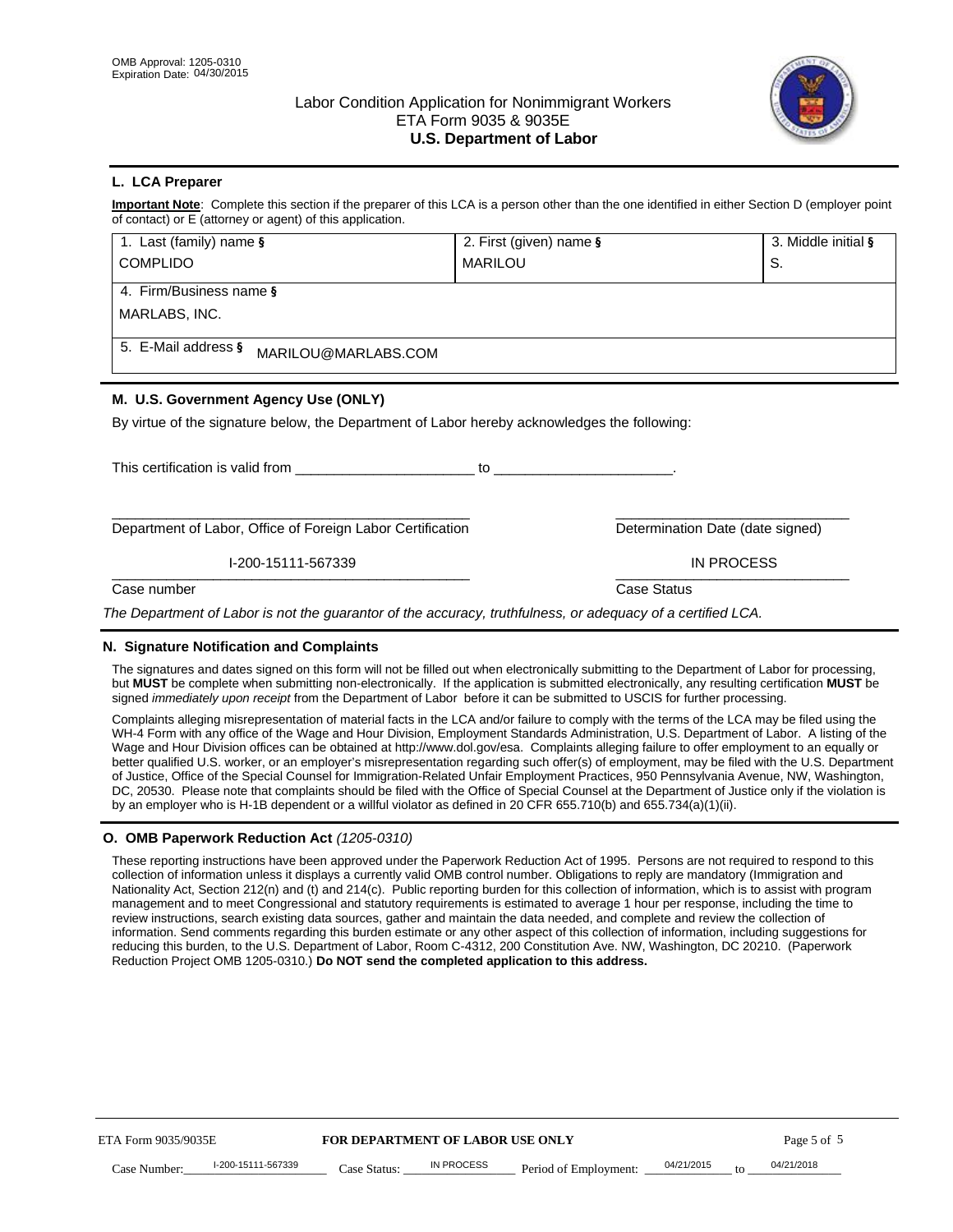OMB Approval: 1205-0310
Expiration Date: 04/30/2015

Labor Condition Application for Nonimmigrant Workers
ETA Form 9035 & 9035E
**U.S. Department of Labor**

## L. LCA Preparer

**Important Note**: Complete this section if the preparer of this LCA is a person other than the one identified in either Section D (employer point of contact) or E (attorney or agent) of this application.

| 1. Last (family) name § | 2. First (given) name § | 3. Middle initial § |
|---|---|---|
| COMPLIDO | MARILOU | S. |
| 4. Firm/Business name § | | |
| MARLABS, INC. | | |
| 5. E-Mail address § MARILOU@MARLABS.COM | | |

## M. U.S. Government Agency Use (ONLY)

By virtue of the signature below, the Department of Labor hereby acknowledges the following:

This certification is valid from _______________________ to _______________________.

_______________________________________________ Department of Labor, Office of Foreign Labor Certification

_______________________________ Determination Date (date signed)

I-200-15111-567339
Case number

IN PROCESS
Case Status

*The Department of Labor is not the guarantor of the accuracy, truthfulness, or adequacy of a certified LCA.*

## N. Signature Notification and Complaints

The signatures and dates signed on this form will not be filled out when electronically submitting to the Department of Labor for processing, but **MUST** be complete when submitting non-electronically. If the application is submitted electronically, any resulting certification **MUST** be signed *immediately upon receipt* from the Department of Labor before it can be submitted to USCIS for further processing.

Complaints alleging misrepresentation of material facts in the LCA and/or failure to comply with the terms of the LCA may be filed using the WH-4 Form with any office of the Wage and Hour Division, Employment Standards Administration, U.S. Department of Labor. A listing of the Wage and Hour Division offices can be obtained at http://www.dol.gov/esa. Complaints alleging failure to offer employment to an equally or better qualified U.S. worker, or an employer's misrepresentation regarding such offer(s) of employment, may be filed with the U.S. Department of Justice, Office of the Special Counsel for Immigration-Related Unfair Employment Practices, 950 Pennsylvania Avenue, NW, Washington, DC, 20530. Please note that complaints should be filed with the Office of Special Counsel at the Department of Justice only if the violation is by an employer who is H-1B dependent or a willful violator as defined in 20 CFR 655.710(b) and 655.734(a)(1)(ii).

## O. OMB Paperwork Reduction Act *(1205-0310)*

These reporting instructions have been approved under the Paperwork Reduction Act of 1995. Persons are not required to respond to this collection of information unless it displays a currently valid OMB control number. Obligations to reply are mandatory (Immigration and Nationality Act, Section 212(n) and (t) and 214(c). Public reporting burden for this collection of information, which is to assist with program management and to meet Congressional and statutory requirements is estimated to average 1 hour per response, including the time to review instructions, search existing data sources, gather and maintain the data needed, and complete and review the collection of information. Send comments regarding this burden estimate or any other aspect of this collection of information, including suggestions for reducing this burden, to the U.S. Department of Labor, Room C-4312, 200 Constitution Ave. NW, Washington, DC 20210. (Paperwork Reduction Project OMB 1205-0310.) **Do NOT send the completed application to this address.**

ETA Form 9035/9035E **FOR DEPARTMENT OF LABOR USE ONLY**

Case Number: I-200-15111-567339 Case Status: IN PROCESS Period of Employment: 04/21/2015 to 04/21/2018